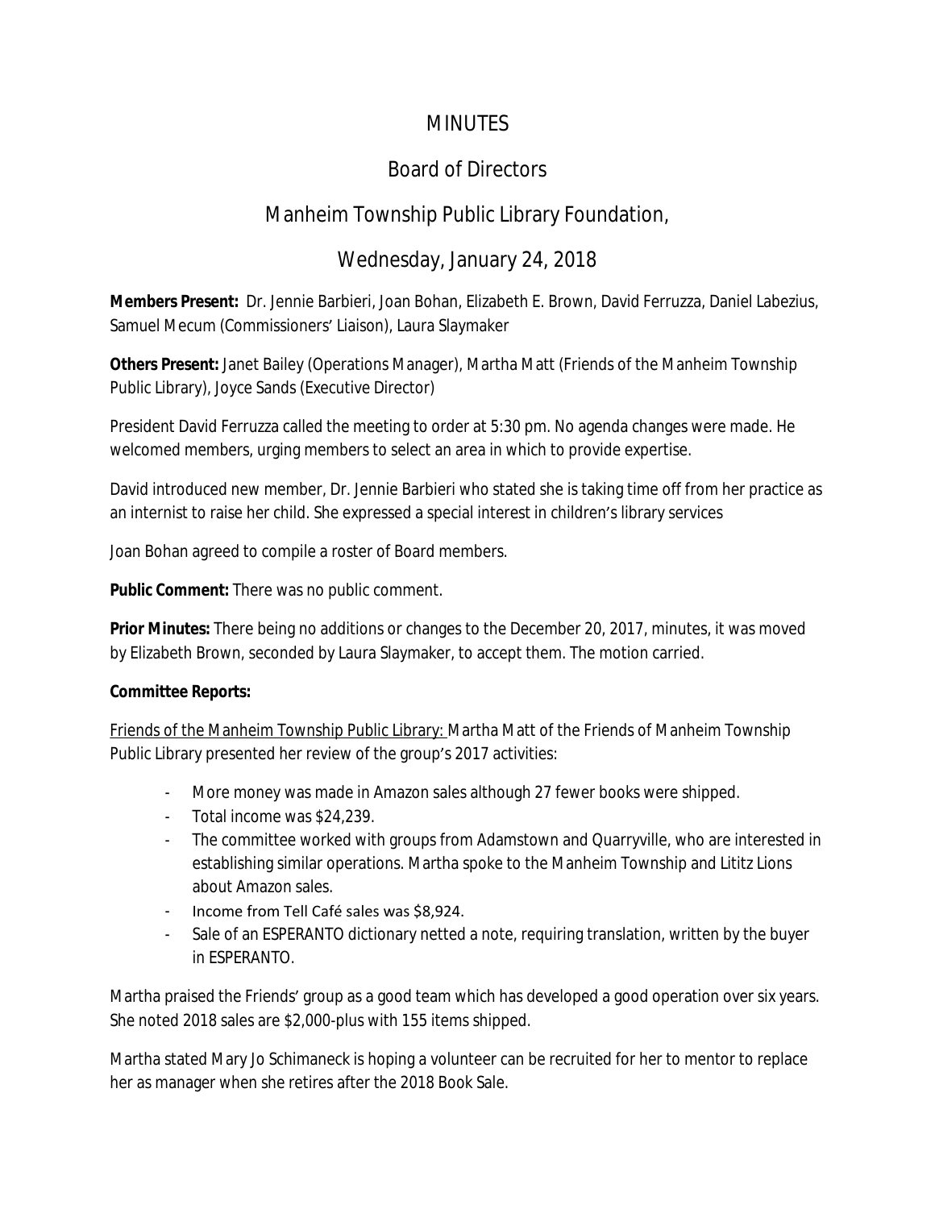# MINUTES

## Board of Directors

## Manheim Township Public Library Foundation,

## Wednesday, January 24, 2018

**Members Present:** Dr. Jennie Barbieri, Joan Bohan, Elizabeth E. Brown, David Ferruzza, Daniel Labezius, Samuel Mecum (Commissioners' Liaison), Laura Slaymaker

**Others Present:** Janet Bailey (Operations Manager), Martha Matt (Friends of the Manheim Township Public Library), Joyce Sands (Executive Director)

President David Ferruzza called the meeting to order at 5:30 pm. No agenda changes were made. He welcomed members, urging members to select an area in which to provide expertise.

David introduced new member, Dr. Jennie Barbieri who stated she is taking time off from her practice as an internist to raise her child. She expressed a special interest in children's library services

Joan Bohan agreed to compile a roster of Board members.

**Public Comment:** There was no public comment.

**Prior Minutes:** There being no additions or changes to the December 20, 2017, minutes, it was moved by Elizabeth Brown, seconded by Laura Slaymaker, to accept them. The motion carried.

**Committee Reports:**

<u>Friends of the Manheim Township Public Library:</u> Martha Matt of the Friends of Manheim Township Public Library presented her review of the group's 2017 activities:

- More money was made in Amazon sales although 27 fewer books were shipped.
- Total income was $24,239.
- The committee worked with groups from Adamstown and Quarryville, who are interested in establishing similar operations. Martha spoke to the Manheim Township and Lititz Lions about Amazon sales.
- Income from Tell Café sales was $8,924.
- Sale of an ESPERANTO dictionary netted a note, requiring translation, written by the buyer in ESPERANTO.

Martha praised the Friends' group as a good team which has developed a good operation over six years. She noted 2018 sales are $2,000-plus with 155 items shipped.

Martha stated Mary Jo Schimaneck is hoping a volunteer can be recruited for her to mentor to replace her as manager when she retires after the 2018 Book Sale.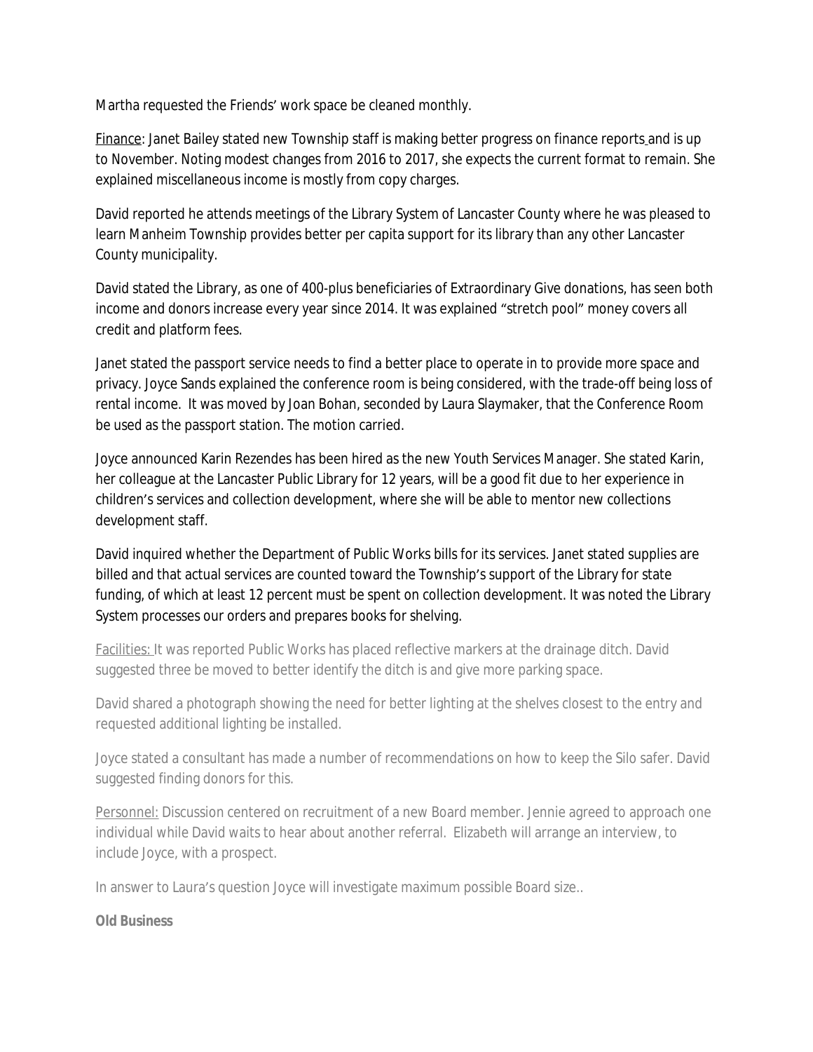Martha requested the Friends' work space be cleaned monthly.

Finance: Janet Bailey stated new Township staff is making better progress on finance reports and is up to November. Noting modest changes from 2016 to 2017, she expects the current format to remain. She explained miscellaneous income is mostly from copy charges.

David reported he attends meetings of the Library System of Lancaster County where he was pleased to learn Manheim Township provides better per capita support for its library than any other Lancaster County municipality.

David stated the Library, as one of 400-plus beneficiaries of Extraordinary Give donations, has seen both income and donors increase every year since 2014. It was explained "stretch pool" money covers all credit and platform fees.

Janet stated the passport service needs to find a better place to operate in to provide more space and privacy. Joyce Sands explained the conference room is being considered, with the trade-off being loss of rental income. It was moved by Joan Bohan, seconded by Laura Slaymaker, that the Conference Room be used as the passport station. The motion carried.

Joyce announced Karin Rezendes has been hired as the new Youth Services Manager. She stated Karin, her colleague at the Lancaster Public Library for 12 years, will be a good fit due to her experience in children's services and collection development, where she will be able to mentor new collections development staff.

David inquired whether the Department of Public Works bills for its services. Janet stated supplies are billed and that actual services are counted toward the Township's support of the Library for state funding, of which at least 12 percent must be spent on collection development. It was noted the Library System processes our orders and prepares books for shelving.

Facilities: It was reported Public Works has placed reflective markers at the drainage ditch. David suggested three be moved to better identify the ditch is and give more parking space.

David shared a photograph showing the need for better lighting at the shelves closest to the entry and requested additional lighting be installed.

Joyce stated a consultant has made a number of recommendations on how to keep the Silo safer. David suggested finding donors for this.

Personnel: Discussion centered on recruitment of a new Board member. Jennie agreed to approach one individual while David waits to hear about another referral. Elizabeth will arrange an interview, to include Joyce, with a prospect.

In answer to Laura's question Joyce will investigate maximum possible Board size..

**Old Business**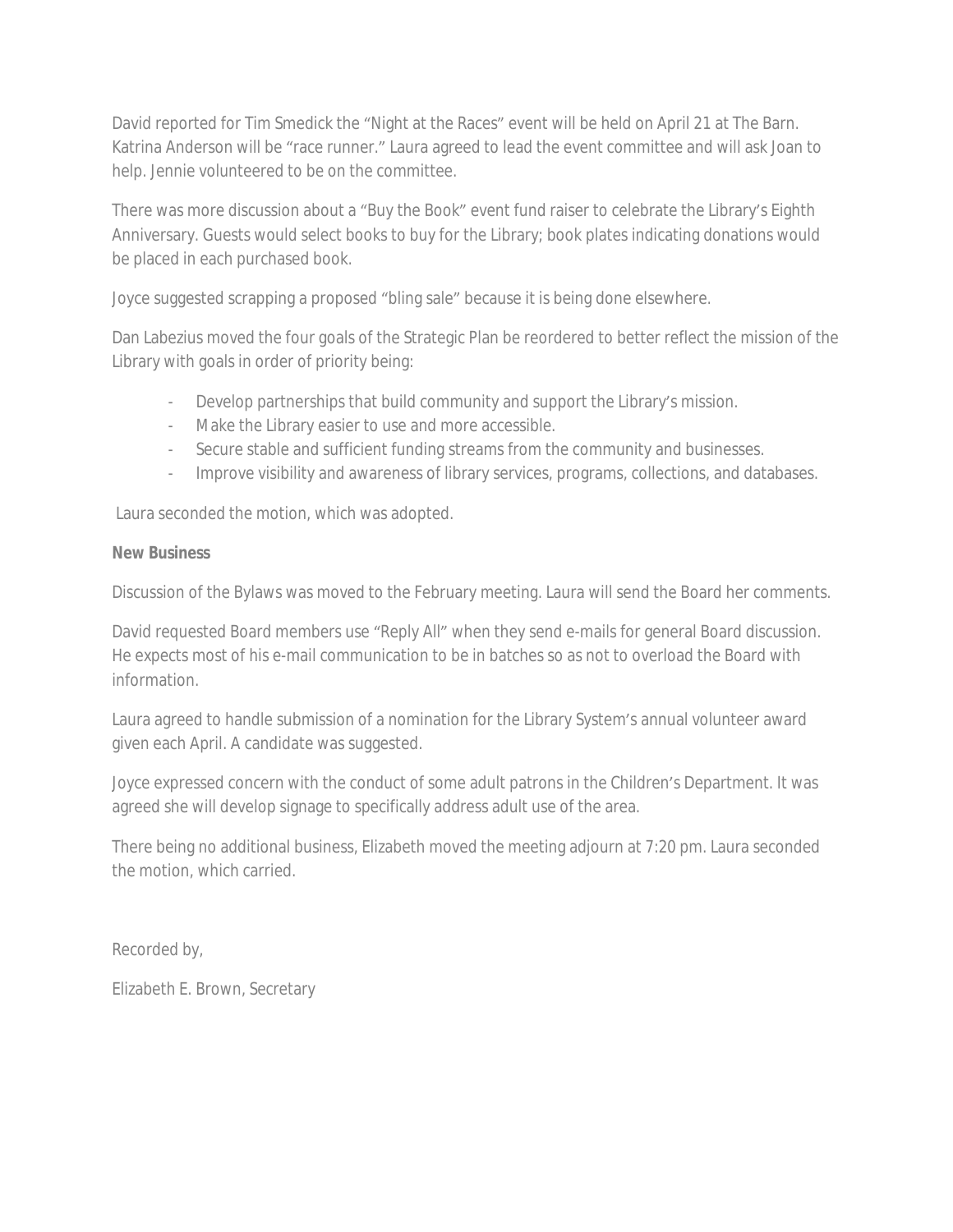David reported for Tim Smedick the "Night at the Races" event will be held on April 21 at The Barn. Katrina Anderson will be "race runner." Laura agreed to lead the event committee and will ask Joan to help. Jennie volunteered to be on the committee.

There was more discussion about a "Buy the Book" event fund raiser to celebrate the Library's Eighth Anniversary. Guests would select books to buy for the Library; book plates indicating donations would be placed in each purchased book.

Joyce suggested scrapping a proposed "bling sale" because it is being done elsewhere.

Dan Labezius moved the four goals of the Strategic Plan be reordered to better reflect the mission of the Library with goals in order of priority being:

- Develop partnerships that build community and support the Library's mission.
- Make the Library easier to use and more accessible.
- Secure stable and sufficient funding streams from the community and businesses.
- Improve visibility and awareness of library services, programs, collections, and databases.

Laura seconded the motion, which was adopted.

**New Business**

Discussion of the Bylaws was moved to the February meeting. Laura will send the Board her comments.

David requested Board members use "Reply All" when they send e-mails for general Board discussion. He expects most of his e-mail communication to be in batches so as not to overload the Board with information.

Laura agreed to handle submission of a nomination for the Library System's annual volunteer award given each April. A candidate was suggested.

Joyce expressed concern with the conduct of some adult patrons in the Children's Department. It was agreed she will develop signage to specifically address adult use of the area.

There being no additional business, Elizabeth moved the meeting adjourn at 7:20 pm. Laura seconded the motion, which carried.

Recorded by,

Elizabeth E. Brown, Secretary